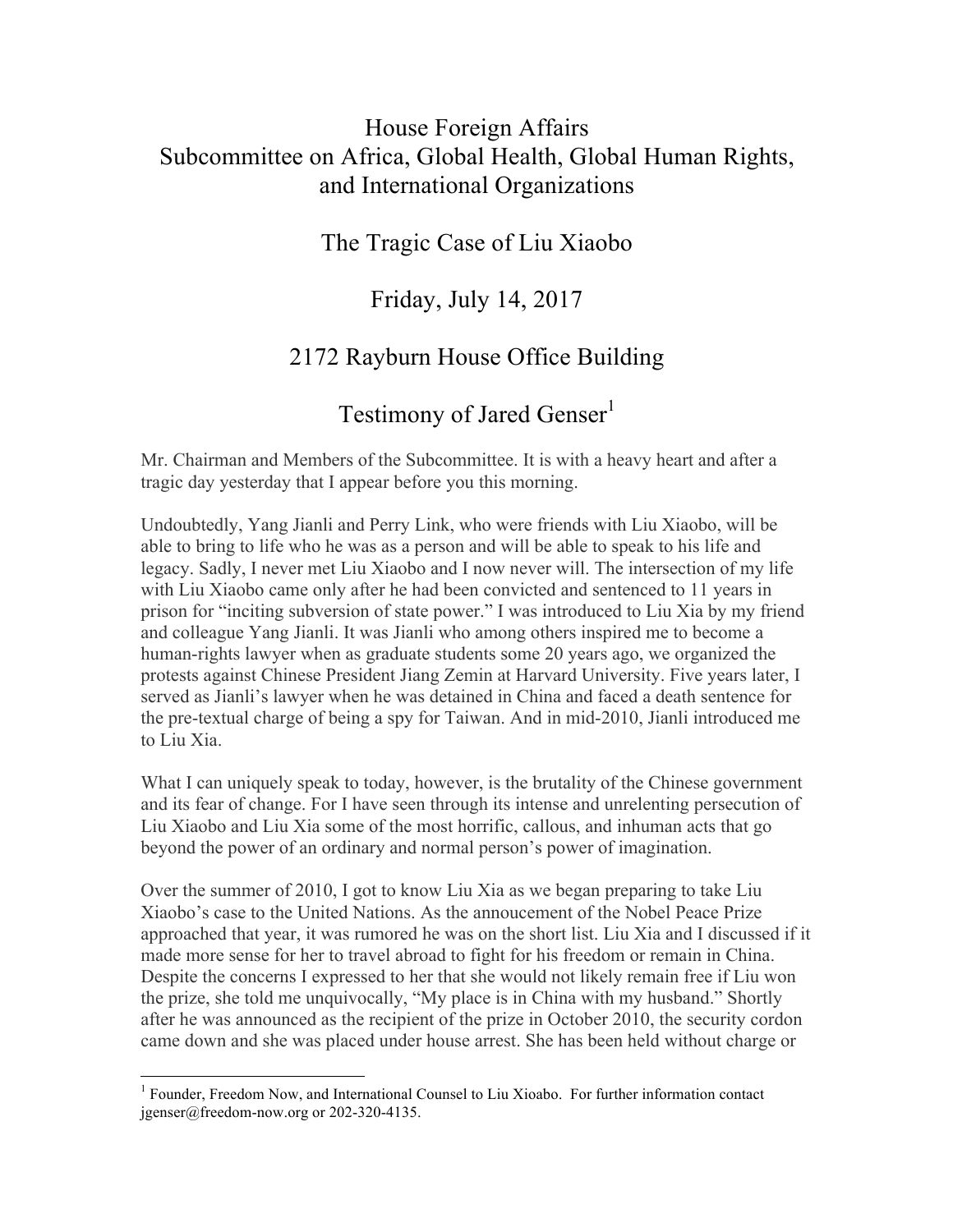# House Foreign Affairs
# Subcommittee on Africa, Global Health, Global Human Rights, and International Organizations

## The Tragic Case of Liu Xiaobo

## Friday, July 14, 2017

## 2172 Rayburn House Office Building

## Testimony of Jared Genser[1]

Mr. Chairman and Members of the Subcommittee. It is with a heavy heart and after a tragic day yesterday that I appear before you this morning.

Undoubtedly, Yang Jianli and Perry Link, who were friends with Liu Xiaobo, will be able to bring to life who he was as a person and will be able to speak to his life and legacy. Sadly, I never met Liu Xiaobo and I now never will. The intersection of my life with Liu Xiaobo came only after he had been convicted and sentenced to 11 years in prison for "inciting subversion of state power." I was introduced to Liu Xia by my friend and colleague Yang Jianli. It was Jianli who among others inspired me to become a human-rights lawyer when as graduate students some 20 years ago, we organized the protests against Chinese President Jiang Zemin at Harvard University. Five years later, I served as Jianli's lawyer when he was detained in China and faced a death sentence for the pre-textual charge of being a spy for Taiwan. And in mid-2010, Jianli introduced me to Liu Xia.

What I can uniquely speak to today, however, is the brutality of the Chinese government and its fear of change. For I have seen through its intense and unrelenting persecution of Liu Xiaobo and Liu Xia some of the most horrific, callous, and inhuman acts that go beyond the power of an ordinary and normal person's power of imagination.

Over the summer of 2010, I got to know Liu Xia as we began preparing to take Liu Xiaobo's case to the United Nations. As the annoucement of the Nobel Peace Prize approached that year, it was rumored he was on the short list. Liu Xia and I discussed if it made more sense for her to travel abroad to fight for his freedom or remain in China. Despite the concerns I expressed to her that she would not likely remain free if Liu won the prize, she told me unquivocally, "My place is in China with my husband." Shortly after he was announced as the recipient of the prize in October 2010, the security cordon came down and she was placed under house arrest. She has been held without charge or

---

[1] Founder, Freedom Now, and International Counsel to Liu Xioabo. For further information contact jgenser@freedom-now.org or 202-320-4135.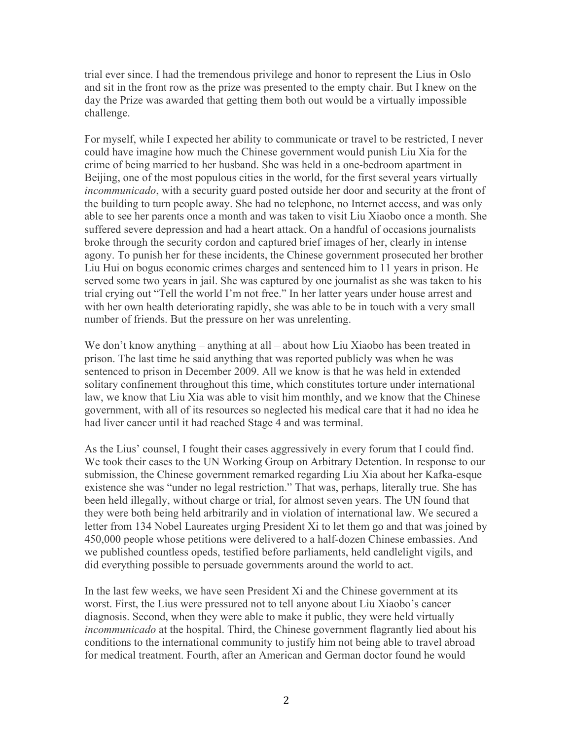trial ever since. I had the tremendous privilege and honor to represent the Lius in Oslo and sit in the front row as the prize was presented to the empty chair. But I knew on the day the Prize was awarded that getting them both out would be a virtually impossible challenge.

For myself, while I expected her ability to communicate or travel to be restricted, I never could have imagine how much the Chinese government would punish Liu Xia for the crime of being married to her husband. She was held in a one-bedroom apartment in Beijing, one of the most populous cities in the world, for the first several years virtually *incommunicado*, with a security guard posted outside her door and security at the front of the building to turn people away. She had no telephone, no Internet access, and was only able to see her parents once a month and was taken to visit Liu Xiaobo once a month. She suffered severe depression and had a heart attack. On a handful of occasions journalists broke through the security cordon and captured brief images of her, clearly in intense agony. To punish her for these incidents, the Chinese government prosecuted her brother Liu Hui on bogus economic crimes charges and sentenced him to 11 years in prison. He served some two years in jail. She was captured by one journalist as she was taken to his trial crying out "Tell the world I'm not free." In her latter years under house arrest and with her own health deteriorating rapidly, she was able to be in touch with a very small number of friends. But the pressure on her was unrelenting.

We don't know anything – anything at all – about how Liu Xiaobo has been treated in prison. The last time he said anything that was reported publicly was when he was sentenced to prison in December 2009. All we know is that he was held in extended solitary confinement throughout this time, which constitutes torture under international law, we know that Liu Xia was able to visit him monthly, and we know that the Chinese government, with all of its resources so neglected his medical care that it had no idea he had liver cancer until it had reached Stage 4 and was terminal.

As the Lius' counsel, I fought their cases aggressively in every forum that I could find. We took their cases to the UN Working Group on Arbitrary Detention. In response to our submission, the Chinese government remarked regarding Liu Xia about her Kafka-esque existence she was "under no legal restriction." That was, perhaps, literally true. She has been held illegally, without charge or trial, for almost seven years. The UN found that they were both being held arbitrarily and in violation of international law. We secured a letter from 134 Nobel Laureates urging President Xi to let them go and that was joined by 450,000 people whose petitions were delivered to a half-dozen Chinese embassies. And we published countless opeds, testified before parliaments, held candlelight vigils, and did everything possible to persuade governments around the world to act.

In the last few weeks, we have seen President Xi and the Chinese government at its worst. First, the Lius were pressured not to tell anyone about Liu Xiaobo's cancer diagnosis. Second, when they were able to make it public, they were held virtually *incommunicado* at the hospital. Third, the Chinese government flagrantly lied about his conditions to the international community to justify him not being able to travel abroad for medical treatment. Fourth, after an American and German doctor found he would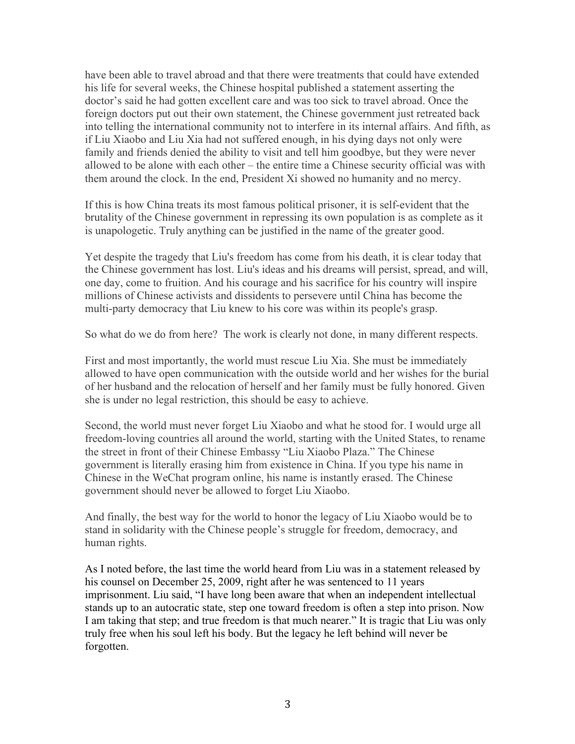have been able to travel abroad and that there were treatments that could have extended his life for several weeks, the Chinese hospital published a statement asserting the doctor's said he had gotten excellent care and was too sick to travel abroad. Once the foreign doctors put out their own statement, the Chinese government just retreated back into telling the international community not to interfere in its internal affairs. And fifth, as if Liu Xiaobo and Liu Xia had not suffered enough, in his dying days not only were family and friends denied the ability to visit and tell him goodbye, but they were never allowed to be alone with each other – the entire time a Chinese security official was with them around the clock. In the end, President Xi showed no humanity and no mercy.

If this is how China treats its most famous political prisoner, it is self-evident that the brutality of the Chinese government in repressing its own population is as complete as it is unapologetic. Truly anything can be justified in the name of the greater good.

Yet despite the tragedy that Liu's freedom has come from his death, it is clear today that the Chinese government has lost. Liu's ideas and his dreams will persist, spread, and will, one day, come to fruition. And his courage and his sacrifice for his country will inspire millions of Chinese activists and dissidents to persevere until China has become the multi-party democracy that Liu knew to his core was within its people's grasp.

So what do we do from here? The work is clearly not done, in many different respects.

First and most importantly, the world must rescue Liu Xia. She must be immediately allowed to have open communication with the outside world and her wishes for the burial of her husband and the relocation of herself and her family must be fully honored. Given she is under no legal restriction, this should be easy to achieve.

Second, the world must never forget Liu Xiaobo and what he stood for. I would urge all freedom-loving countries all around the world, starting with the United States, to rename the street in front of their Chinese Embassy "Liu Xiaobo Plaza." The Chinese government is literally erasing him from existence in China. If you type his name in Chinese in the WeChat program online, his name is instantly erased. The Chinese government should never be allowed to forget Liu Xiaobo.

And finally, the best way for the world to honor the legacy of Liu Xiaobo would be to stand in solidarity with the Chinese people's struggle for freedom, democracy, and human rights.

As I noted before, the last time the world heard from Liu was in a statement released by his counsel on December 25, 2009, right after he was sentenced to 11 years imprisonment. Liu said, "I have long been aware that when an independent intellectual stands up to an autocratic state, step one toward freedom is often a step into prison. Now I am taking that step; and true freedom is that much nearer." It is tragic that Liu was only truly free when his soul left his body. But the legacy he left behind will never be forgotten.